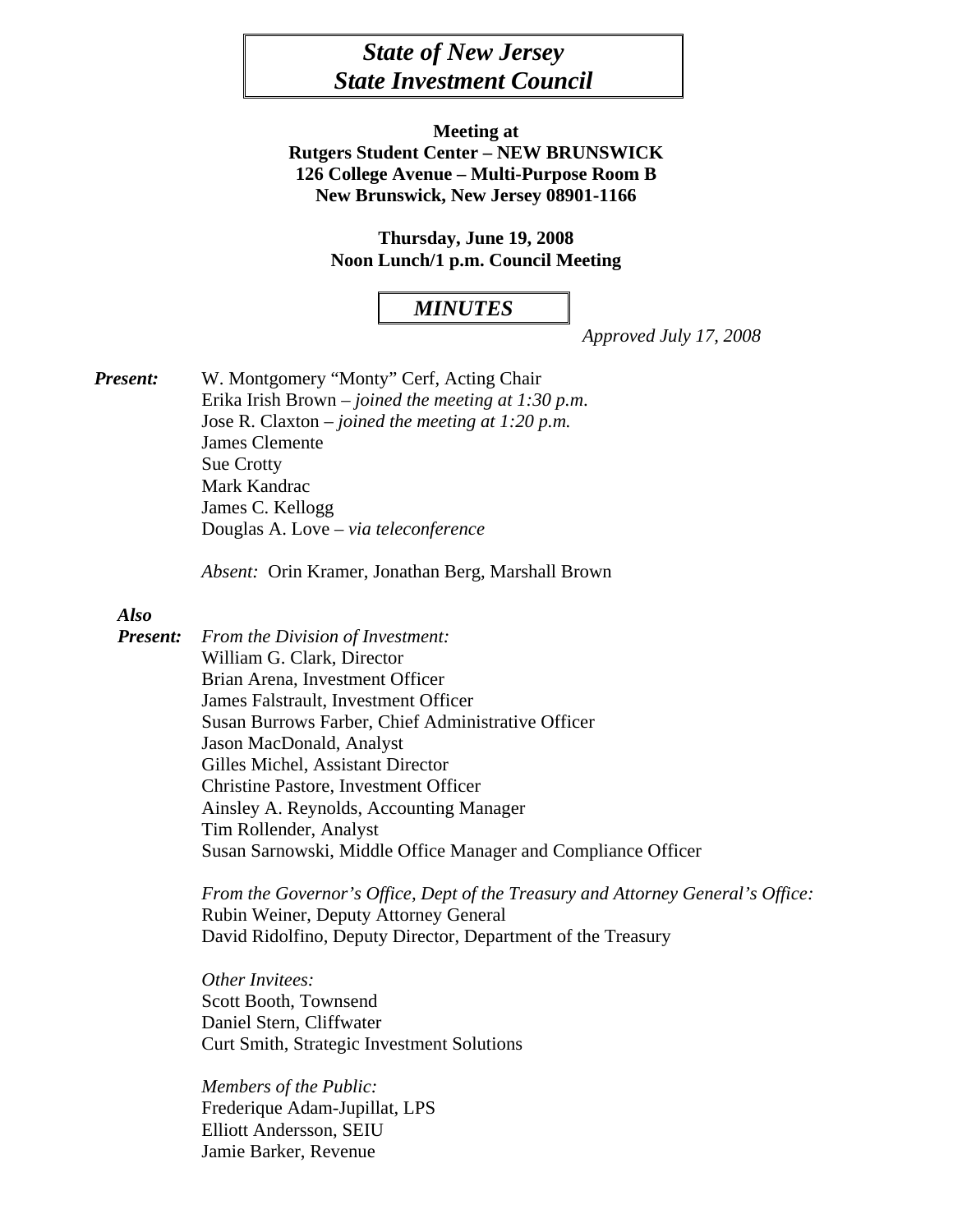# *State of New Jersey*
# *State Investment Council*

**Meeting at**
**Rutgers Student Center – NEW BRUNSWICK**
**126 College Avenue – Multi-Purpose Room B**
**New Brunswick, New Jersey 08901-1166**

**Thursday, June 19, 2008**
**Noon Lunch/1 p.m. Council Meeting**

## *MINUTES*

*Approved July 17, 2008*

***Present:***

W. Montgomery "Monty" Cerf, Acting Chair
Erika Irish Brown – *joined the meeting at 1:30 p.m.*
Jose R. Claxton – *joined the meeting at 1:20 p.m.*
James Clemente
Sue Crotty
Mark Kandrac
James C. Kellogg
Douglas A. Love – *via teleconference*

*Absent:* Orin Kramer, Jonathan Berg, Marshall Brown

***Also Present:***

*From the Division of Investment:*
William G. Clark, Director
Brian Arena, Investment Officer
James Falstrault, Investment Officer
Susan Burrows Farber, Chief Administrative Officer
Jason MacDonald, Analyst
Gilles Michel, Assistant Director
Christine Pastore, Investment Officer
Ainsley A. Reynolds, Accounting Manager
Tim Rollender, Analyst
Susan Sarnowski, Middle Office Manager and Compliance Officer

*From the Governor's Office, Dept of the Treasury and Attorney General's Office:*
Rubin Weiner, Deputy Attorney General
David Ridolfino, Deputy Director, Department of the Treasury

*Other Invitees:*
Scott Booth, Townsend
Daniel Stern, Cliffwater
Curt Smith, Strategic Investment Solutions

*Members of the Public:*
Frederique Adam-Jupillat, LPS
Elliott Andersson, SEIU
Jamie Barker, Revenue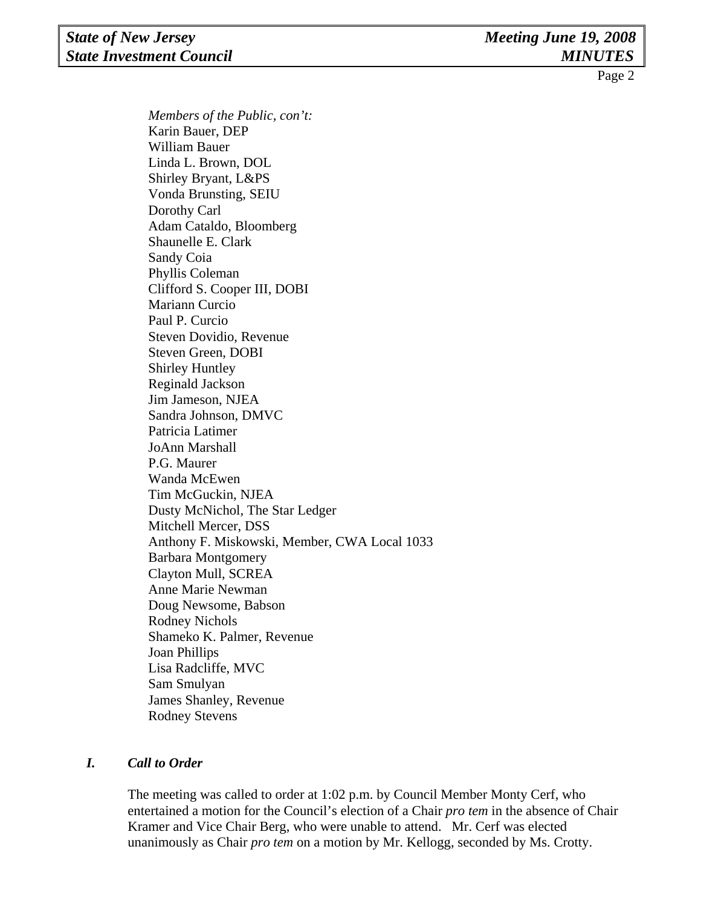*Members of the Public, con't:*

Karin Bauer, DEP
William Bauer
Linda L. Brown, DOL
Shirley Bryant, L&PS
Vonda Brunsting, SEIU
Dorothy Carl
Adam Cataldo, Bloomberg
Shaunelle E. Clark
Sandy Coia
Phyllis Coleman
Clifford S. Cooper III, DOBI
Mariann Curcio
Paul P. Curcio
Steven Dovidio, Revenue
Steven Green, DOBI
Shirley Huntley
Reginald Jackson
Jim Jameson, NJEA
Sandra Johnson, DMVC
Patricia Latimer
JoAnn Marshall
P.G. Maurer
Wanda McEwen
Tim McGuckin, NJEA
Dusty McNichol, The Star Ledger
Mitchell Mercer, DSS
Anthony F. Miskowski, Member, CWA Local 1033
Barbara Montgomery
Clayton Mull, SCREA
Anne Marie Newman
Doug Newsome, Babson
Rodney Nichols
Shameko K. Palmer, Revenue
Joan Phillips
Lisa Radcliffe, MVC
Sam Smulyan
James Shanley, Revenue
Rodney Stevens

## *I. Call to Order*

The meeting was called to order at 1:02 p.m. by Council Member Monty Cerf, who entertained a motion for the Council's election of a Chair *pro tem* in the absence of Chair Kramer and Vice Chair Berg, who were unable to attend. Mr. Cerf was elected unanimously as Chair *pro tem* on a motion by Mr. Kellogg, seconded by Ms. Crotty.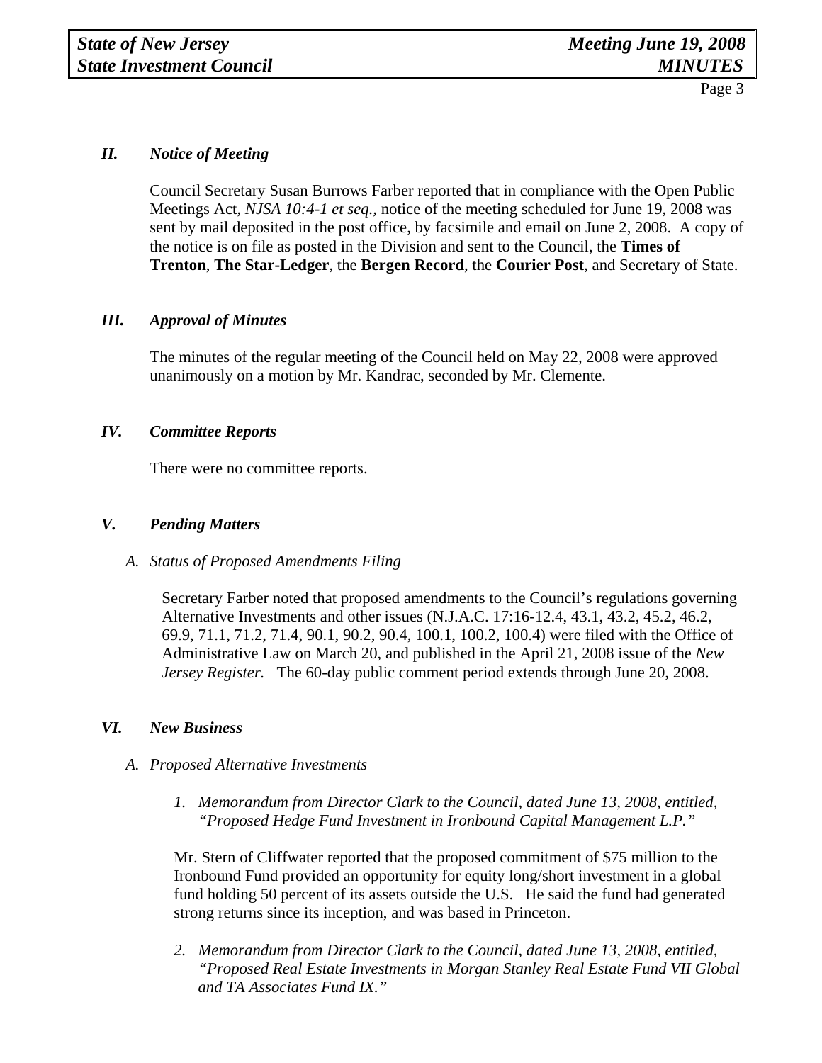## *II. Notice of Meeting*

Council Secretary Susan Burrows Farber reported that in compliance with the Open Public Meetings Act, *NJSA 10:4-1 et seq.,* notice of the meeting scheduled for June 19, 2008 was sent by mail deposited in the post office, by facsimile and email on June 2, 2008. A copy of the notice is on file as posted in the Division and sent to the Council, the **Times of Trenton**, **The Star-Ledger**, the **Bergen Record**, the **Courier Post**, and Secretary of State.

## *III. Approval of Minutes*

The minutes of the regular meeting of the Council held on May 22, 2008 were approved unanimously on a motion by Mr. Kandrac, seconded by Mr. Clemente.

## *IV. Committee Reports*

There were no committee reports.

## *V. Pending Matters*

### *A. Status of Proposed Amendments Filing*

Secretary Farber noted that proposed amendments to the Council's regulations governing Alternative Investments and other issues (N.J.A.C. 17:16-12.4, 43.1, 43.2, 45.2, 46.2, 69.9, 71.1, 71.2, 71.4, 90.1, 90.2, 90.4, 100.1, 100.2, 100.4) were filed with the Office of Administrative Law on March 20, and published in the April 21, 2008 issue of the *New Jersey Register.* The 60-day public comment period extends through June 20, 2008.

## *VI. New Business*

### *A. Proposed Alternative Investments*

1. *Memorandum from Director Clark to the Council, dated June 13, 2008, entitled, "Proposed Hedge Fund Investment in Ironbound Capital Management L.P."*

Mr. Stern of Cliffwater reported that the proposed commitment of $75 million to the Ironbound Fund provided an opportunity for equity long/short investment in a global fund holding 50 percent of its assets outside the U.S. He said the fund had generated strong returns since its inception, and was based in Princeton.

2. *Memorandum from Director Clark to the Council, dated June 13, 2008, entitled, "Proposed Real Estate Investments in Morgan Stanley Real Estate Fund VII Global and TA Associates Fund IX."*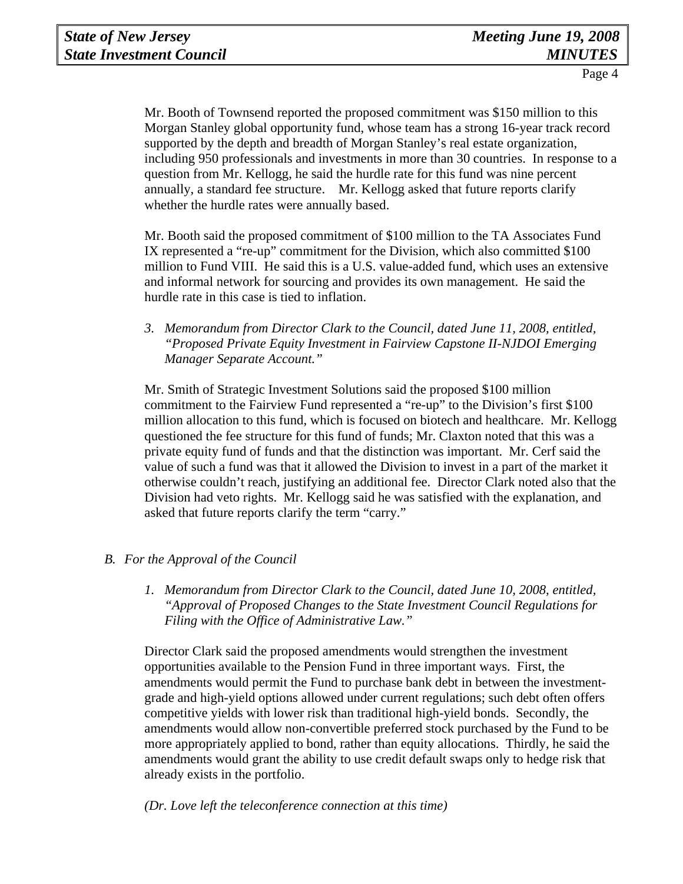Mr. Booth of Townsend reported the proposed commitment was $150 million to this Morgan Stanley global opportunity fund, whose team has a strong 16-year track record supported by the depth and breadth of Morgan Stanley's real estate organization, including 950 professionals and investments in more than 30 countries. In response to a question from Mr. Kellogg, he said the hurdle rate for this fund was nine percent annually, a standard fee structure. Mr. Kellogg asked that future reports clarify whether the hurdle rates were annually based.

Mr. Booth said the proposed commitment of $100 million to the TA Associates Fund IX represented a "re-up" commitment for the Division, which also committed $100 million to Fund VIII. He said this is a U.S. value-added fund, which uses an extensive and informal network for sourcing and provides its own management. He said the hurdle rate in this case is tied to inflation.

3. *Memorandum from Director Clark to the Council, dated June 11, 2008, entitled, "Proposed Private Equity Investment in Fairview Capstone II-NJDOI Emerging Manager Separate Account."*

Mr. Smith of Strategic Investment Solutions said the proposed $100 million commitment to the Fairview Fund represented a "re-up" to the Division's first $100 million allocation to this fund, which is focused on biotech and healthcare. Mr. Kellogg questioned the fee structure for this fund of funds; Mr. Claxton noted that this was a private equity fund of funds and that the distinction was important. Mr. Cerf said the value of such a fund was that it allowed the Division to invest in a part of the market it otherwise couldn't reach, justifying an additional fee. Director Clark noted also that the Division had veto rights. Mr. Kellogg said he was satisfied with the explanation, and asked that future reports clarify the term "carry."

B. *For the Approval of the Council*

1. *Memorandum from Director Clark to the Council, dated June 10, 2008, entitled, "Approval of Proposed Changes to the State Investment Council Regulations for Filing with the Office of Administrative Law."*

Director Clark said the proposed amendments would strengthen the investment opportunities available to the Pension Fund in three important ways. First, the amendments would permit the Fund to purchase bank debt in between the investment-grade and high-yield options allowed under current regulations; such debt often offers competitive yields with lower risk than traditional high-yield bonds. Secondly, the amendments would allow non-convertible preferred stock purchased by the Fund to be more appropriately applied to bond, rather than equity allocations. Thirdly, he said the amendments would grant the ability to use credit default swaps only to hedge risk that already exists in the portfolio.

*(Dr. Love left the teleconference connection at this time)*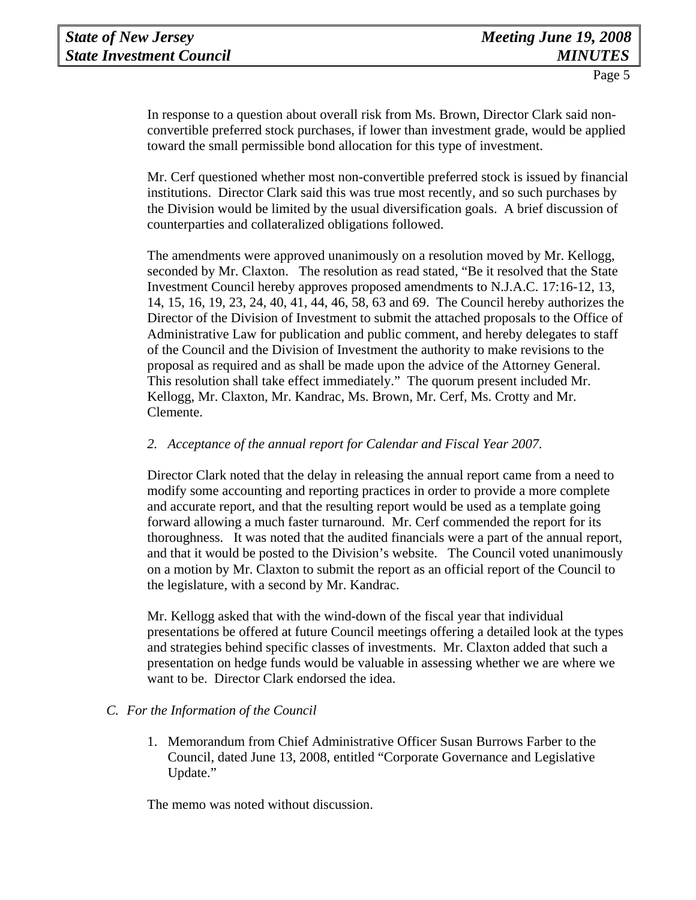In response to a question about overall risk from Ms. Brown, Director Clark said non-convertible preferred stock purchases, if lower than investment grade, would be applied toward the small permissible bond allocation for this type of investment.

Mr. Cerf questioned whether most non-convertible preferred stock is issued by financial institutions. Director Clark said this was true most recently, and so such purchases by the Division would be limited by the usual diversification goals. A brief discussion of counterparties and collateralized obligations followed.

The amendments were approved unanimously on a resolution moved by Mr. Kellogg, seconded by Mr. Claxton. The resolution as read stated, "Be it resolved that the State Investment Council hereby approves proposed amendments to N.J.A.C. 17:16-12, 13, 14, 15, 16, 19, 23, 24, 40, 41, 44, 46, 58, 63 and 69. The Council hereby authorizes the Director of the Division of Investment to submit the attached proposals to the Office of Administrative Law for publication and public comment, and hereby delegates to staff of the Council and the Division of Investment the authority to make revisions to the proposal as required and as shall be made upon the advice of the Attorney General. This resolution shall take effect immediately." The quorum present included Mr. Kellogg, Mr. Claxton, Mr. Kandrac, Ms. Brown, Mr. Cerf, Ms. Crotty and Mr. Clemente.

*2. Acceptance of the annual report for Calendar and Fiscal Year 2007.*

Director Clark noted that the delay in releasing the annual report came from a need to modify some accounting and reporting practices in order to provide a more complete and accurate report, and that the resulting report would be used as a template going forward allowing a much faster turnaround. Mr. Cerf commended the report for its thoroughness. It was noted that the audited financials were a part of the annual report, and that it would be posted to the Division's website. The Council voted unanimously on a motion by Mr. Claxton to submit the report as an official report of the Council to the legislature, with a second by Mr. Kandrac.

Mr. Kellogg asked that with the wind-down of the fiscal year that individual presentations be offered at future Council meetings offering a detailed look at the types and strategies behind specific classes of investments. Mr. Claxton added that such a presentation on hedge funds would be valuable in assessing whether we are where we want to be. Director Clark endorsed the idea.

*C. For the Information of the Council*

1. Memorandum from Chief Administrative Officer Susan Burrows Farber to the Council, dated June 13, 2008, entitled "Corporate Governance and Legislative Update."

The memo was noted without discussion.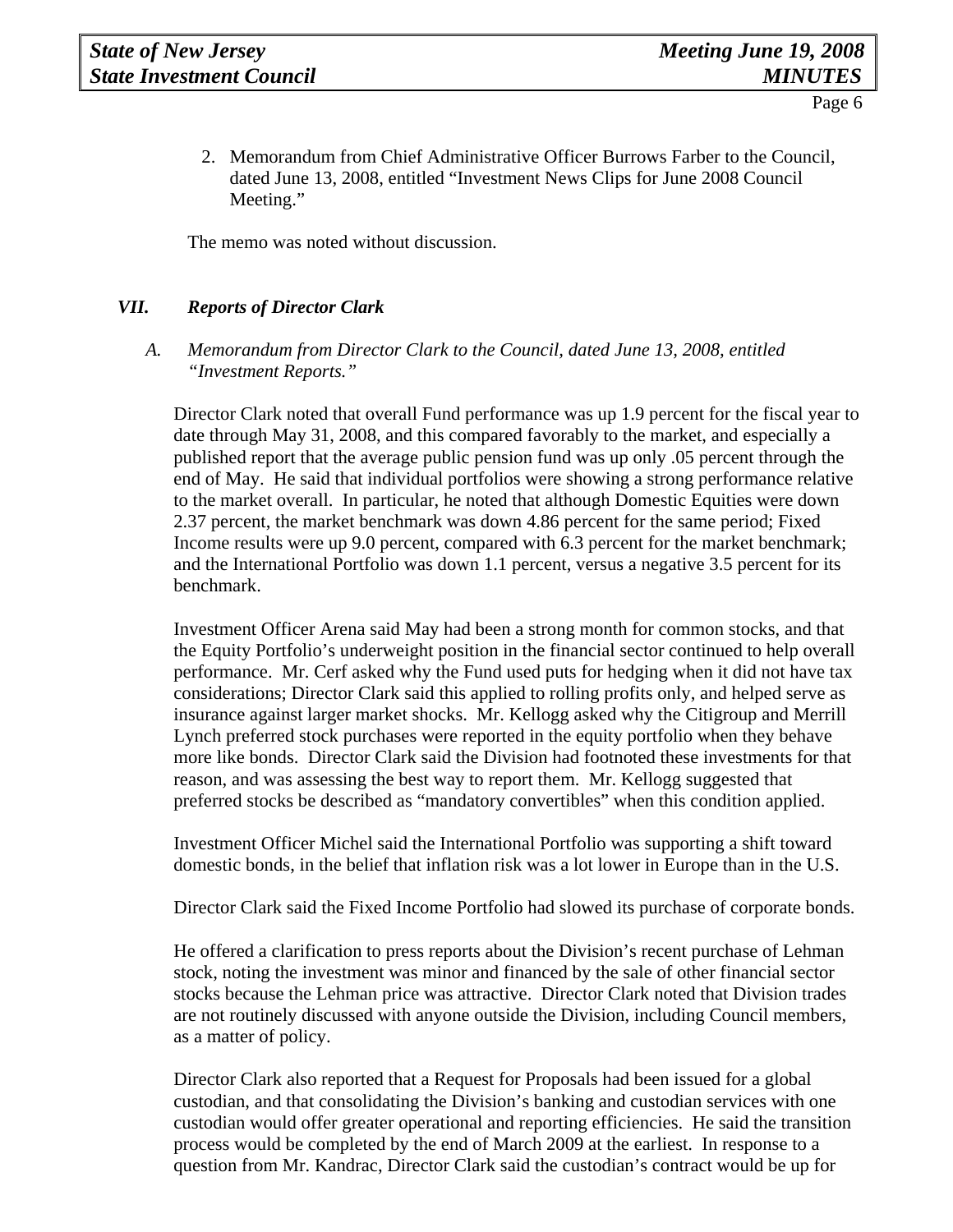2. Memorandum from Chief Administrative Officer Burrows Farber to the Council, dated June 13, 2008, entitled "Investment News Clips for June 2008 Council Meeting."

The memo was noted without discussion.

## *VII. Reports of Director Clark*

### *A. Memorandum from Director Clark to the Council, dated June 13, 2008, entitled "Investment Reports."*

Director Clark noted that overall Fund performance was up 1.9 percent for the fiscal year to date through May 31, 2008, and this compared favorably to the market, and especially a published report that the average public pension fund was up only .05 percent through the end of May. He said that individual portfolios were showing a strong performance relative to the market overall. In particular, he noted that although Domestic Equities were down 2.37 percent, the market benchmark was down 4.86 percent for the same period; Fixed Income results were up 9.0 percent, compared with 6.3 percent for the market benchmark; and the International Portfolio was down 1.1 percent, versus a negative 3.5 percent for its benchmark.

Investment Officer Arena said May had been a strong month for common stocks, and that the Equity Portfolio's underweight position in the financial sector continued to help overall performance. Mr. Cerf asked why the Fund used puts for hedging when it did not have tax considerations; Director Clark said this applied to rolling profits only, and helped serve as insurance against larger market shocks. Mr. Kellogg asked why the Citigroup and Merrill Lynch preferred stock purchases were reported in the equity portfolio when they behave more like bonds. Director Clark said the Division had footnoted these investments for that reason, and was assessing the best way to report them. Mr. Kellogg suggested that preferred stocks be described as "mandatory convertibles" when this condition applied.

Investment Officer Michel said the International Portfolio was supporting a shift toward domestic bonds, in the belief that inflation risk was a lot lower in Europe than in the U.S.

Director Clark said the Fixed Income Portfolio had slowed its purchase of corporate bonds.

He offered a clarification to press reports about the Division's recent purchase of Lehman stock, noting the investment was minor and financed by the sale of other financial sector stocks because the Lehman price was attractive. Director Clark noted that Division trades are not routinely discussed with anyone outside the Division, including Council members, as a matter of policy.

Director Clark also reported that a Request for Proposals had been issued for a global custodian, and that consolidating the Division's banking and custodian services with one custodian would offer greater operational and reporting efficiencies. He said the transition process would be completed by the end of March 2009 at the earliest. In response to a question from Mr. Kandrac, Director Clark said the custodian's contract would be up for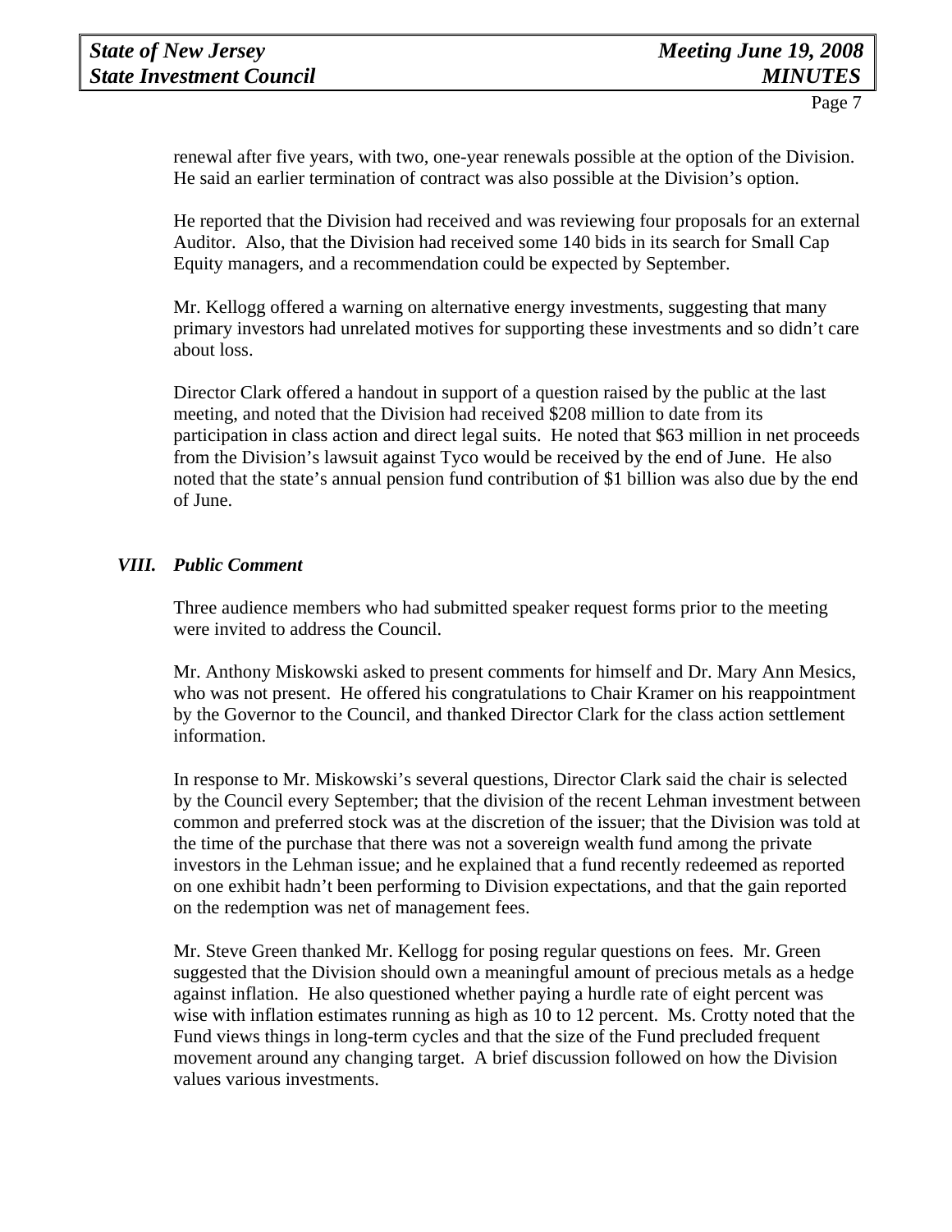renewal after five years, with two, one-year renewals possible at the option of the Division. He said an earlier termination of contract was also possible at the Division's option.

He reported that the Division had received and was reviewing four proposals for an external Auditor. Also, that the Division had received some 140 bids in its search for Small Cap Equity managers, and a recommendation could be expected by September.

Mr. Kellogg offered a warning on alternative energy investments, suggesting that many primary investors had unrelated motives for supporting these investments and so didn't care about loss.

Director Clark offered a handout in support of a question raised by the public at the last meeting, and noted that the Division had received $208 million to date from its participation in class action and direct legal suits. He noted that $63 million in net proceeds from the Division's lawsuit against Tyco would be received by the end of June. He also noted that the state's annual pension fund contribution of $1 billion was also due by the end of June.

## *VIII. Public Comment*

Three audience members who had submitted speaker request forms prior to the meeting were invited to address the Council.

Mr. Anthony Miskowski asked to present comments for himself and Dr. Mary Ann Mesics, who was not present. He offered his congratulations to Chair Kramer on his reappointment by the Governor to the Council, and thanked Director Clark for the class action settlement information.

In response to Mr. Miskowski's several questions, Director Clark said the chair is selected by the Council every September; that the division of the recent Lehman investment between common and preferred stock was at the discretion of the issuer; that the Division was told at the time of the purchase that there was not a sovereign wealth fund among the private investors in the Lehman issue; and he explained that a fund recently redeemed as reported on one exhibit hadn't been performing to Division expectations, and that the gain reported on the redemption was net of management fees.

Mr. Steve Green thanked Mr. Kellogg for posing regular questions on fees. Mr. Green suggested that the Division should own a meaningful amount of precious metals as a hedge against inflation. He also questioned whether paying a hurdle rate of eight percent was wise with inflation estimates running as high as 10 to 12 percent. Ms. Crotty noted that the Fund views things in long-term cycles and that the size of the Fund precluded frequent movement around any changing target. A brief discussion followed on how the Division values various investments.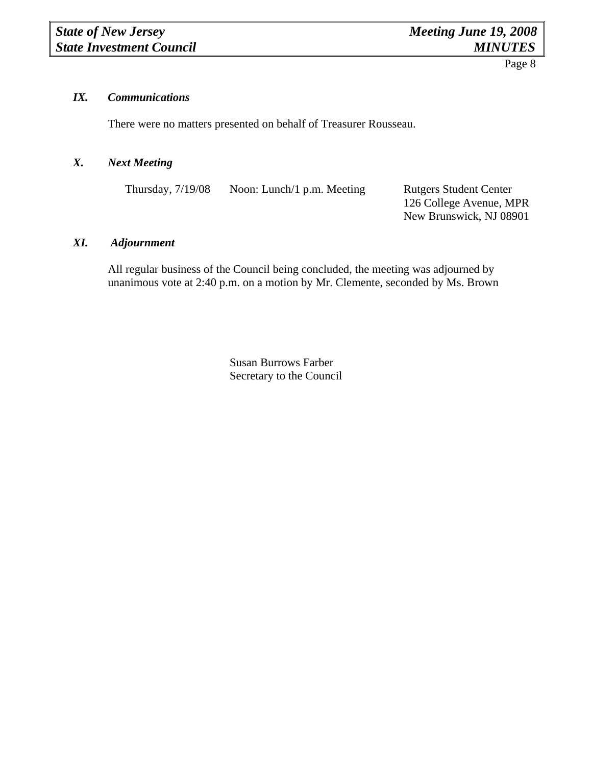### *IX. Communications*

There were no matters presented on behalf of Treasurer Rousseau.

### *X. Next Meeting*

| | | |
|---|---|---|
| Thursday, 7/19/08 | Noon: Lunch/1 p.m. Meeting | Rutgers Student Center<br>126 College Avenue, MPR<br>New Brunswick, NJ 08901 |

### *XI. Adjournment*

All regular business of the Council being concluded, the meeting was adjourned by unanimous vote at 2:40 p.m. on a motion by Mr. Clemente, seconded by Ms. Brown

Susan Burrows Farber
Secretary to the Council